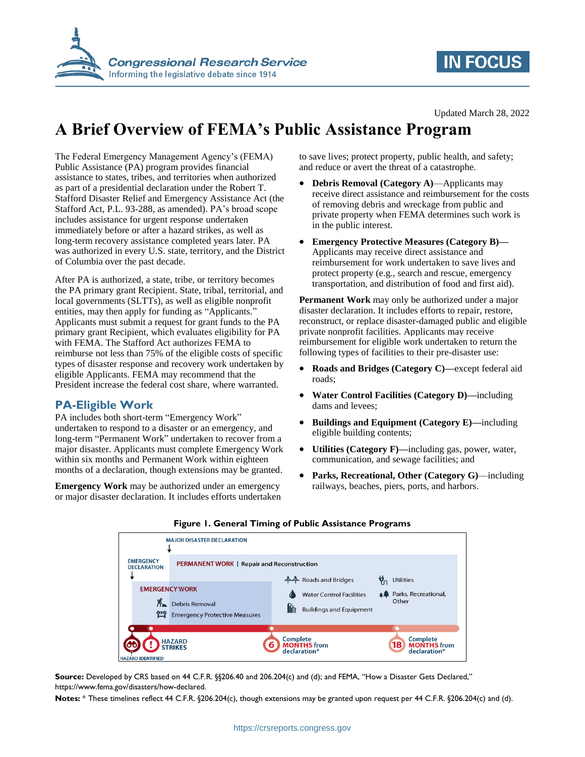Updated March 28, 2022

# A Brief Overview of FEMA's Public Assistance Program

The Federal Emergency Management Agency's (FEMA) Public Assistance (PA) program provides financial assistance to states, tribes, and territories when authorized as part of a presidential declaration under the Robert T. Stafford Disaster Relief and Emergency Assistance Act (the Stafford Act, P.L. 93-288, as amended). PA's broad scope includes assistance for urgent response undertaken immediately before or after a hazard strikes, as well as long-term recovery assistance completed years later. PA was authorized in every U.S. state, territory, and the District of Columbia over the past decade.

After PA is authorized, a state, tribe, or territory becomes the PA primary grant Recipient. State, tribal, territorial, and local governments (SLTTs), as well as eligible nonprofit entities, may then apply for funding as "Applicants." Applicants must submit a request for grant funds to the PA primary grant Recipient, which evaluates eligibility for PA with FEMA. The Stafford Act authorizes FEMA to reimburse not less than 75% of the eligible costs of specific types of disaster response and recovery work undertaken by eligible Applicants. FEMA may recommend that the President increase the federal cost share, where warranted.

## PA-Eligible Work

PA includes both short-term "Emergency Work" undertaken to respond to a disaster or an emergency, and long-term "Permanent Work" undertaken to recover from a major disaster. Applicants must complete Emergency Work within six months and Permanent Work within eighteen months of a declaration, though extensions may be granted.

**Emergency Work** may be authorized under an emergency or major disaster declaration. It includes efforts undertaken to save lives; protect property, public health, and safety; and reduce or avert the threat of a catastrophe.

- **Debris Removal (Category A)**—Applicants may receive direct assistance and reimbursement for the costs of removing debris and wreckage from public and private property when FEMA determines such work is in the public interest.
- **Emergency Protective Measures (Category B)**—Applicants may receive direct assistance and reimbursement for work undertaken to save lives and protect property (e.g., search and rescue, emergency transportation, and distribution of food and first aid).

**Permanent Work** may only be authorized under a major disaster declaration. It includes efforts to repair, restore, reconstruct, or replace disaster-damaged public and eligible private nonprofit facilities. Applicants may receive reimbursement for eligible work undertaken to return the following types of facilities to their pre-disaster use:

- **Roads and Bridges (Category C)**—except federal aid roads;
- **Water Control Facilities (Category D)**—including dams and levees;
- **Buildings and Equipment (Category E)**—including eligible building contents;
- **Utilities (Category F)**—including gas, power, water, communication, and sewage facilities; and
- **Parks, Recreational, Other (Category G)**—including railways, beaches, piers, ports, and harbors.

**Figure 1. General Timing of Public Assistance Programs**

MAJOR DISASTER DECLARATION

EMERGENCY DECLARATION

PERMANENT WORK | Repair and Reconstruction
- Roads and Bridges
- Water Control Facilities
- Buildings and Equipment
- Utilities
- Parks, Recreational, Other

EMERGENCY WORK
- Debris Removal
- Emergency Protective Measures

HAZARD IDENTIFIED — HAZARD STRIKES — Complete 6 MONTHS from declaration* — Complete 18 MONTHS from declaration*

**Source:** Developed by CRS based on 44 C.F.R. §§206.40 and 206.204(c) and (d); and FEMA, "How a Disaster Gets Declared," https://www.fema.gov/disasters/how-declared.

**Notes:** * These timelines reflect 44 C.F.R. §206.204(c), though extensions may be granted upon request per 44 C.F.R. §206.204(c) and (d).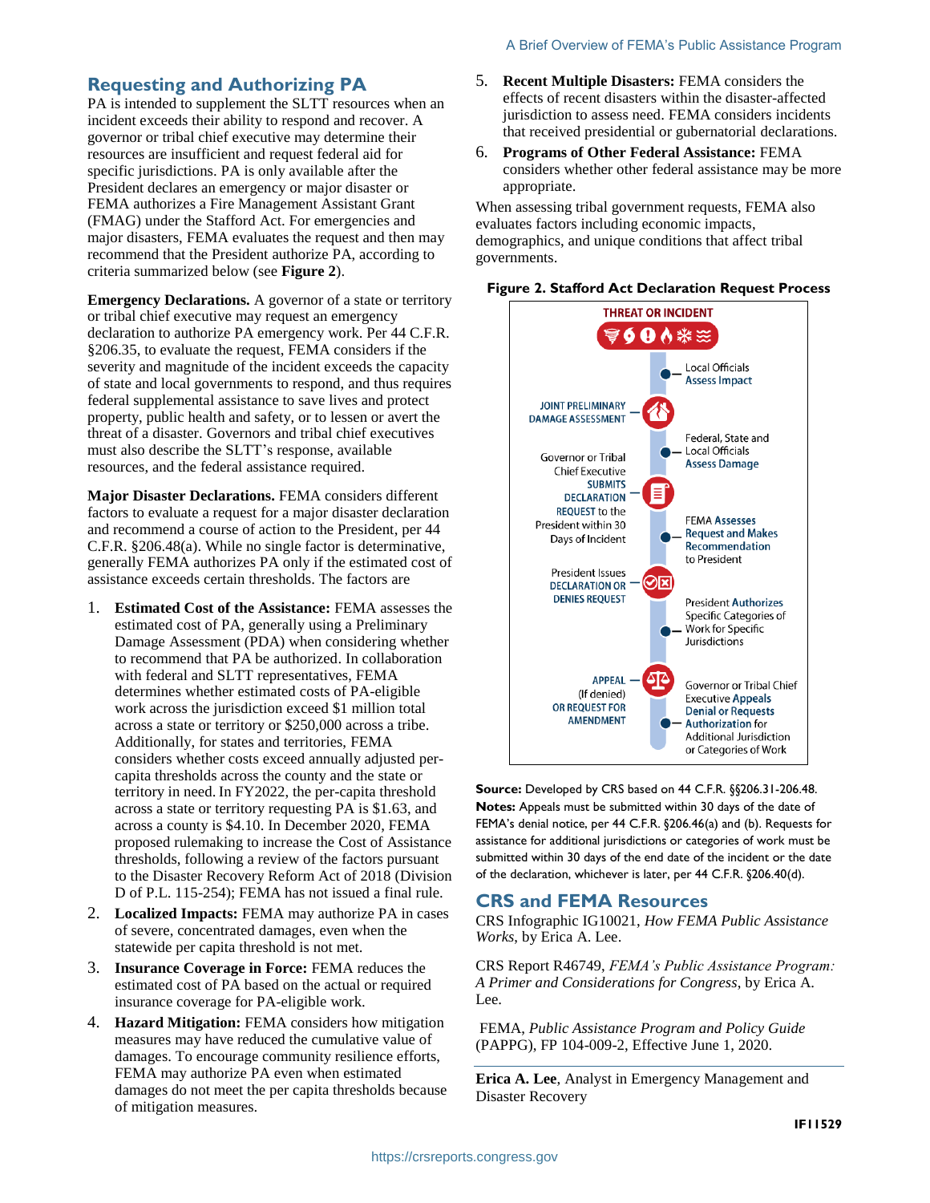## Requesting and Authorizing PA

PA is intended to supplement the SLTT resources when an incident exceeds their ability to respond and recover. A governor or tribal chief executive may determine their resources are insufficient and request federal aid for specific jurisdictions. PA is only available after the President declares an emergency or major disaster or FEMA authorizes a Fire Management Assistant Grant (FMAG) under the Stafford Act. For emergencies and major disasters, FEMA evaluates the request and then may recommend that the President authorize PA, according to criteria summarized below (see **Figure 2**).

**Emergency Declarations.** A governor of a state or territory or tribal chief executive may request an emergency declaration to authorize PA emergency work. Per 44 C.F.R. §206.35, to evaluate the request, FEMA considers if the severity and magnitude of the incident exceeds the capacity of state and local governments to respond, and thus requires federal supplemental assistance to save lives and protect property, public health and safety, or to lessen or avert the threat of a disaster. Governors and tribal chief executives must also describe the SLTT's response, available resources, and the federal assistance required.

**Major Disaster Declarations.** FEMA considers different factors to evaluate a request for a major disaster declaration and recommend a course of action to the President, per 44 C.F.R. §206.48(a). While no single factor is determinative, generally FEMA authorizes PA only if the estimated cost of assistance exceeds certain thresholds. The factors are

1. **Estimated Cost of the Assistance:** FEMA assesses the estimated cost of PA, generally using a Preliminary Damage Assessment (PDA) when considering whether to recommend that PA be authorized. In collaboration with federal and SLTT representatives, FEMA determines whether estimated costs of PA-eligible work across the jurisdiction exceed $1 million total across a state or territory or $250,000 across a tribe. Additionally, for states and territories, FEMA considers whether costs exceed annually adjusted per-capita thresholds across the county and the state or territory in need. In FY2022, the per-capita threshold across a state or territory requesting PA is $1.63, and across a county is $4.10. In December 2020, FEMA proposed rulemaking to increase the Cost of Assistance thresholds, following a review of the factors pursuant to the Disaster Recovery Reform Act of 2018 (Division D of P.L. 115-254); FEMA has not issued a final rule.
2. **Localized Impacts:** FEMA may authorize PA in cases of severe, concentrated damages, even when the statewide per capita threshold is not met.
3. **Insurance Coverage in Force:** FEMA reduces the estimated cost of PA based on the actual or required insurance coverage for PA-eligible work.
4. **Hazard Mitigation:** FEMA considers how mitigation measures may have reduced the cumulative value of damages. To encourage community resilience efforts, FEMA may authorize PA even when estimated damages do not meet the per capita thresholds because of mitigation measures.
5. **Recent Multiple Disasters:** FEMA considers the effects of recent disasters within the disaster-affected jurisdiction to assess need. FEMA considers incidents that received presidential or gubernatorial declarations.
6. **Programs of Other Federal Assistance:** FEMA considers whether other federal assistance may be more appropriate.

When assessing tribal government requests, FEMA also evaluates factors including economic impacts, demographics, and unique conditions that affect tribal governments.

**Figure 2. Stafford Act Declaration Request Process**

THREAT OR INCIDENT

- Local Officials Assess Impact
- JOINT PRELIMINARY DAMAGE ASSESSMENT
- Federal, State and Local Officials Assess Damage
- Governor or Tribal Chief Executive SUBMITS DECLARATION REQUEST to the President within 30 Days of Incident
- FEMA Assesses Request and Makes Recommendation to President
- President Issues DECLARATION OR DENIES REQUEST
- President Authorizes Specific Categories of Work for Specific Jurisdictions
- APPEAL (If denied) OR REQUEST FOR AMENDMENT
- Governor or Tribal Chief Executive Appeals Denial or Requests Authorization for Additional Jurisdiction or Categories of Work

**Source:** Developed by CRS based on 44 C.F.R. §§206.31-206.48.

**Notes:** Appeals must be submitted within 30 days of the date of FEMA's denial notice, per 44 C.F.R. §206.46(a) and (b). Requests for assistance for additional jurisdictions or categories of work must be submitted within 30 days of the end date of the incident or the date of the declaration, whichever is later, per 44 C.F.R. §206.40(d).

## CRS and FEMA Resources

CRS Infographic IG10021, *How FEMA Public Assistance Works*, by Erica A. Lee.

CRS Report R46749, *FEMA's Public Assistance Program: A Primer and Considerations for Congress*, by Erica A. Lee.

FEMA, *Public Assistance Program and Policy Guide* (PAPPG), FP 104-009-2, Effective June 1, 2020.

**Erica A. Lee**, Analyst in Emergency Management and Disaster Recovery

IF11529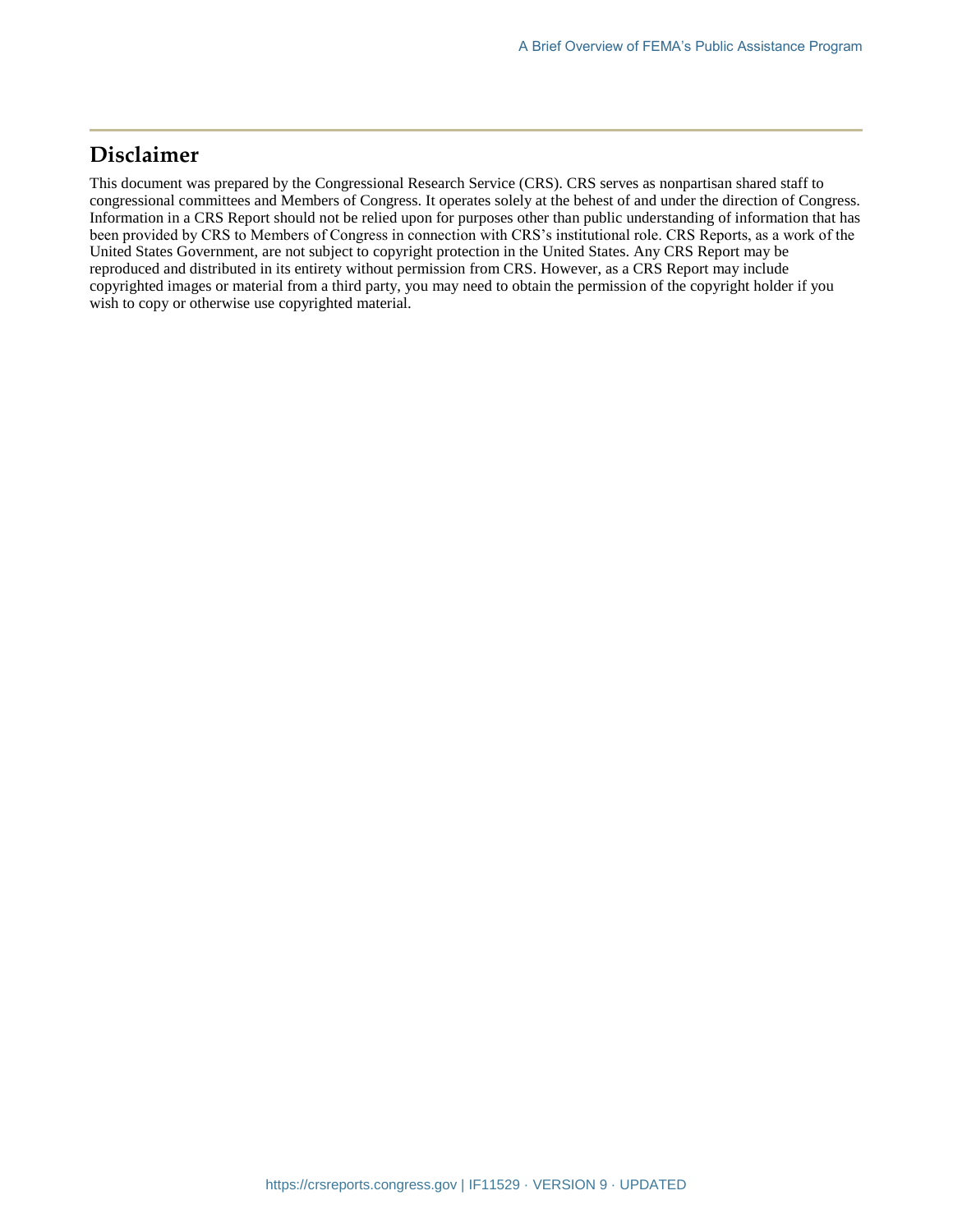## Disclaimer

This document was prepared by the Congressional Research Service (CRS). CRS serves as nonpartisan shared staff to congressional committees and Members of Congress. It operates solely at the behest of and under the direction of Congress. Information in a CRS Report should not be relied upon for purposes other than public understanding of information that has been provided by CRS to Members of Congress in connection with CRS's institutional role. CRS Reports, as a work of the United States Government, are not subject to copyright protection in the United States. Any CRS Report may be reproduced and distributed in its entirety without permission from CRS. However, as a CRS Report may include copyrighted images or material from a third party, you may need to obtain the permission of the copyright holder if you wish to copy or otherwise use copyrighted material.